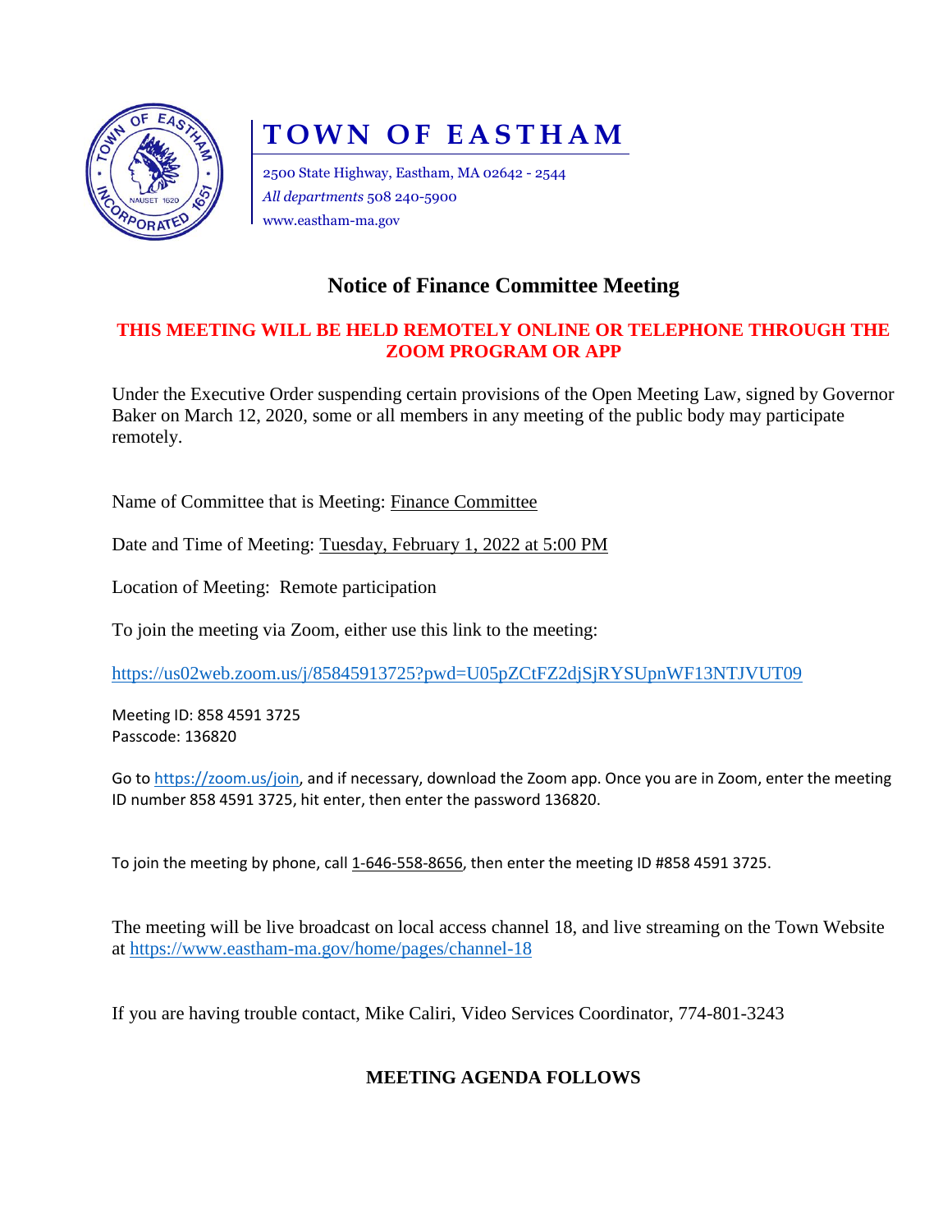# TOWN OF EASTHAM

2500 State Highway, Eastham, MA 02642 - 2544
*All departments* 508 240-5900
www.eastham-ma.gov

## Notice of Finance Committee Meeting

**THIS MEETING WILL BE HELD REMOTELY ONLINE OR TELEPHONE THROUGH THE ZOOM PROGRAM OR APP**

Under the Executive Order suspending certain provisions of the Open Meeting Law, signed by Governor Baker on March 12, 2020, some or all members in any meeting of the public body may participate remotely.

Name of Committee that is Meeting: Finance Committee

Date and Time of Meeting: Tuesday, February 1, 2022 at 5:00 PM

Location of Meeting: Remote participation

To join the meeting via Zoom, either use this link to the meeting:

https://us02web.zoom.us/j/85845913725?pwd=U05pZCtFZ2djSjRYSUpnWF13NTJVUT09

Meeting ID: 858 4591 3725
Passcode: 136820

Go to https://zoom.us/join, and if necessary, download the Zoom app. Once you are in Zoom, enter the meeting ID number 858 4591 3725, hit enter, then enter the password 136820.

To join the meeting by phone, call 1-646-558-8656, then enter the meeting ID #858 4591 3725.

The meeting will be live broadcast on local access channel 18, and live streaming on the Town Website at https://www.eastham-ma.gov/home/pages/channel-18

If you are having trouble contact, Mike Caliri, Video Services Coordinator, 774-801-3243

**MEETING AGENDA FOLLOWS**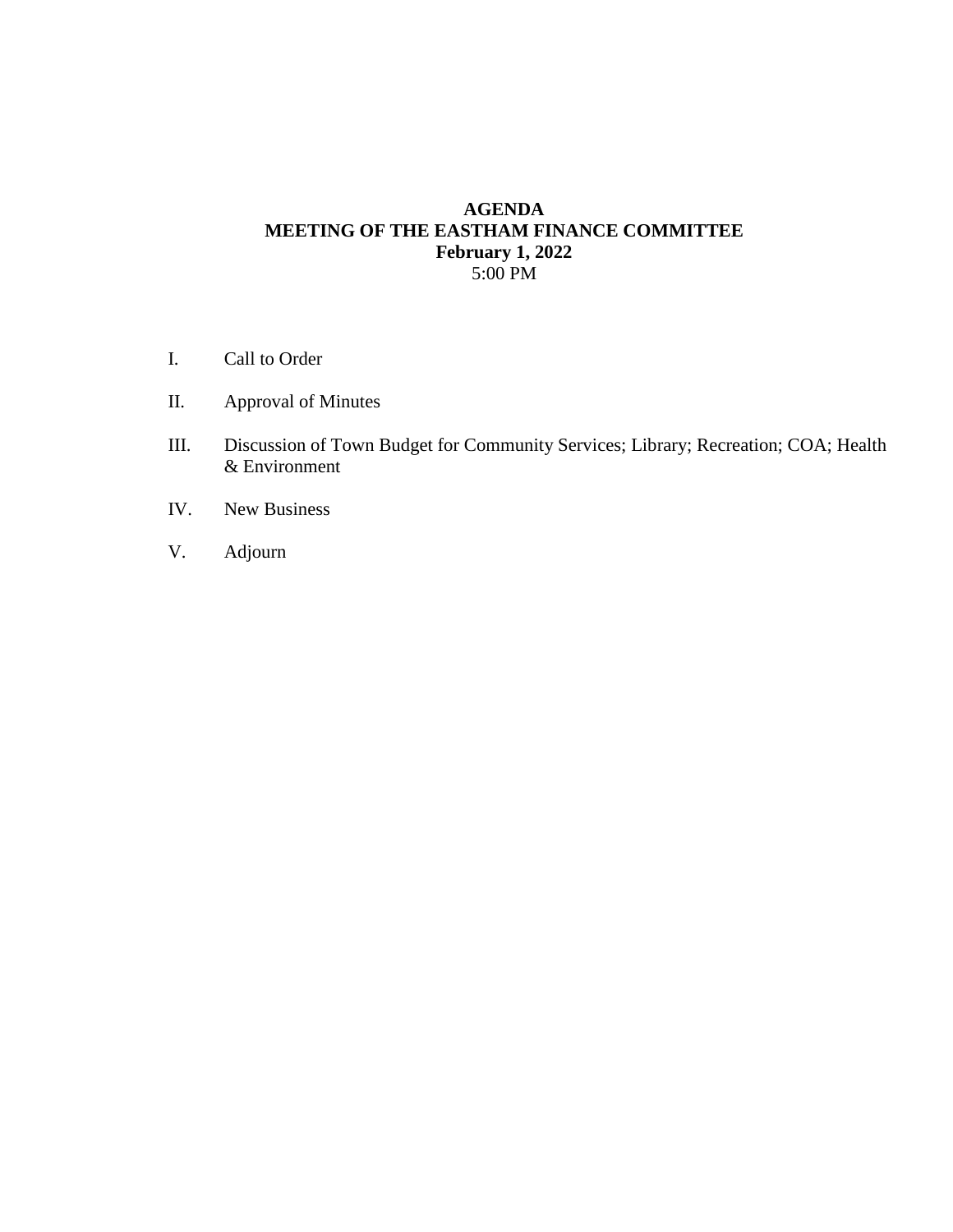**AGENDA**
**MEETING OF THE EASTHAM FINANCE COMMITTEE**
**February 1, 2022**
5:00 PM

I. Call to Order

II. Approval of Minutes

III. Discussion of Town Budget for Community Services; Library; Recreation; COA; Health & Environment

IV. New Business

V. Adjourn